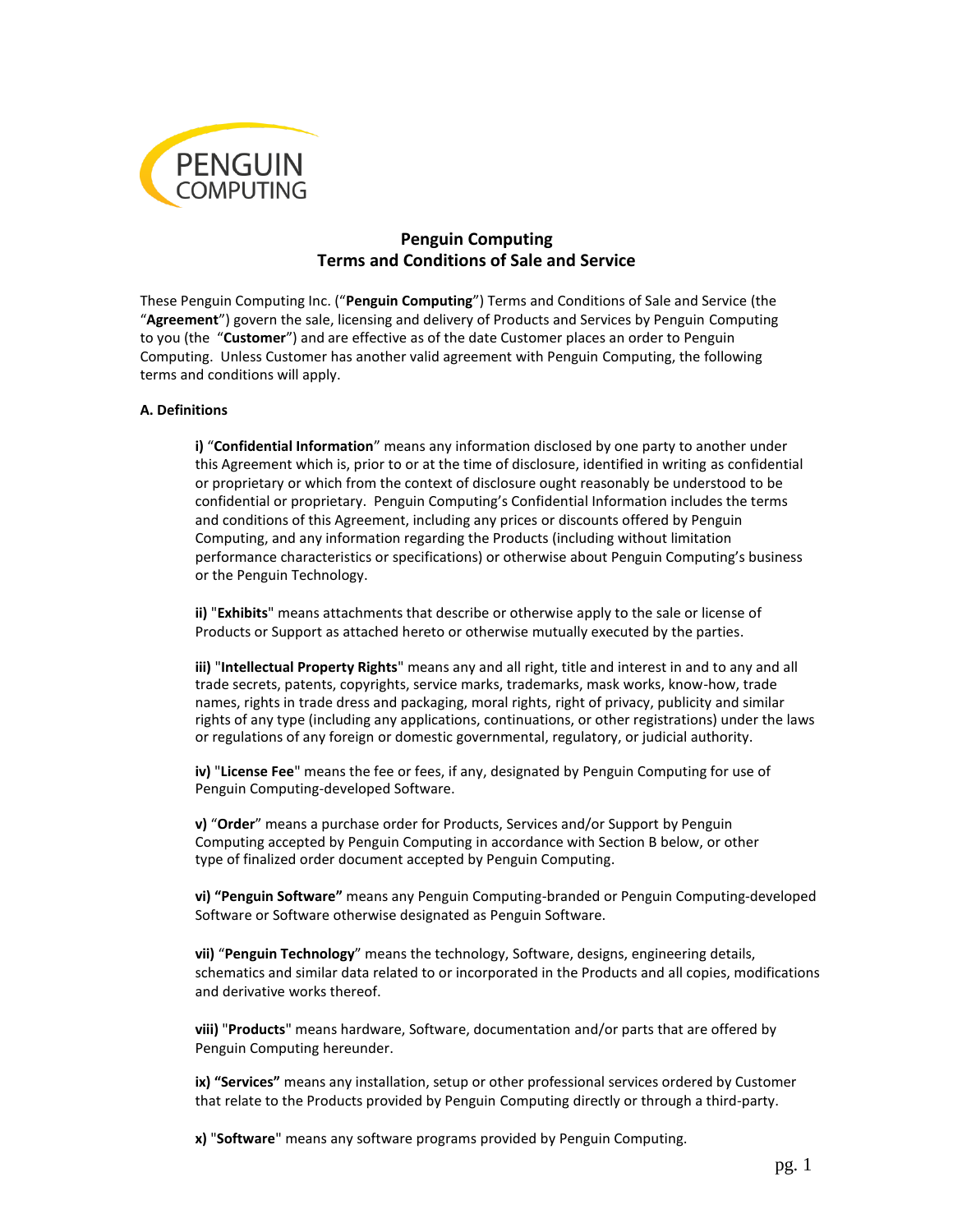# Penguin Computing
# Terms and Conditions of Sale and Service

These Penguin Computing Inc. ("**Penguin Computing**") Terms and Conditions of Sale and Service (the "**Agreement**") govern the sale, licensing and delivery of Products and Services by Penguin Computing to you (the "**Customer**") and are effective as of the date Customer places an order to Penguin Computing. Unless Customer has another valid agreement with Penguin Computing, the following terms and conditions will apply.

## A. Definitions

**i)** "**Confidential Information**" means any information disclosed by one party to another under this Agreement which is, prior to or at the time of disclosure, identified in writing as confidential or proprietary or which from the context of disclosure ought reasonably be understood to be confidential or proprietary. Penguin Computing's Confidential Information includes the terms and conditions of this Agreement, including any prices or discounts offered by Penguin Computing, and any information regarding the Products (including without limitation performance characteristics or specifications) or otherwise about Penguin Computing's business or the Penguin Technology.

**ii)** "**Exhibits**" means attachments that describe or otherwise apply to the sale or license of Products or Support as attached hereto or otherwise mutually executed by the parties.

**iii)** "**Intellectual Property Rights**" means any and all right, title and interest in and to any and all trade secrets, patents, copyrights, service marks, trademarks, mask works, know-how, trade names, rights in trade dress and packaging, moral rights, right of privacy, publicity and similar rights of any type (including any applications, continuations, or other registrations) under the laws or regulations of any foreign or domestic governmental, regulatory, or judicial authority.

**iv)** "**License Fee**" means the fee or fees, if any, designated by Penguin Computing for use of Penguin Computing-developed Software.

**v)** "**Order**" means a purchase order for Products, Services and/or Support by Penguin Computing accepted by Penguin Computing in accordance with Section B below, or other type of finalized order document accepted by Penguin Computing.

**vi) "Penguin Software"** means any Penguin Computing-branded or Penguin Computing-developed Software or Software otherwise designated as Penguin Software.

**vii)** "**Penguin Technology**" means the technology, Software, designs, engineering details, schematics and similar data related to or incorporated in the Products and all copies, modifications and derivative works thereof.

**viii)** "**Products**" means hardware, Software, documentation and/or parts that are offered by Penguin Computing hereunder.

**ix) "Services"** means any installation, setup or other professional services ordered by Customer that relate to the Products provided by Penguin Computing directly or through a third-party.

**x)** "**Software**" means any software programs provided by Penguin Computing.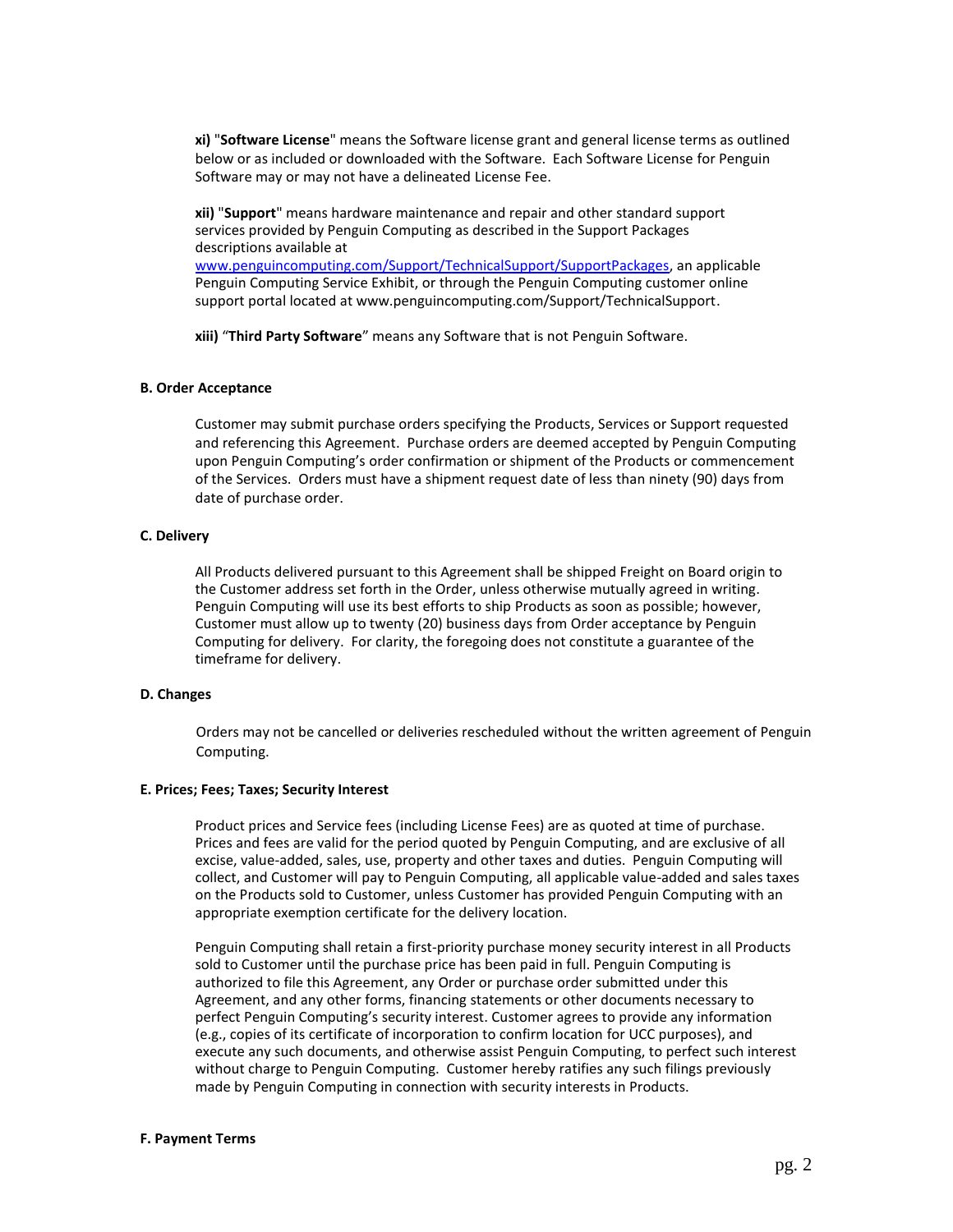**xi)** "**Software License**" means the Software license grant and general license terms as outlined below or as included or downloaded with the Software. Each Software License for Penguin Software may or may not have a delineated License Fee.

**xii)** "**Support**" means hardware maintenance and repair and other standard support services provided by Penguin Computing as described in the Support Packages descriptions available at [www.penguincomputing.com/Support/TechnicalSupport/SupportPackages](www.penguincomputing.com/Support/TechnicalSupport/SupportPackages), an applicable Penguin Computing Service Exhibit, or through the Penguin Computing customer online support portal located at www.penguincomputing.com/Support/TechnicalSupport.

**xiii)** "**Third Party Software**" means any Software that is not Penguin Software.

### B. Order Acceptance

Customer may submit purchase orders specifying the Products, Services or Support requested and referencing this Agreement. Purchase orders are deemed accepted by Penguin Computing upon Penguin Computing's order confirmation or shipment of the Products or commencement of the Services. Orders must have a shipment request date of less than ninety (90) days from date of purchase order.

### C. Delivery

All Products delivered pursuant to this Agreement shall be shipped Freight on Board origin to the Customer address set forth in the Order, unless otherwise mutually agreed in writing. Penguin Computing will use its best efforts to ship Products as soon as possible; however, Customer must allow up to twenty (20) business days from Order acceptance by Penguin Computing for delivery. For clarity, the foregoing does not constitute a guarantee of the timeframe for delivery.

### D. Changes

Orders may not be cancelled or deliveries rescheduled without the written agreement of Penguin Computing.

### E. Prices; Fees; Taxes; Security Interest

Product prices and Service fees (including License Fees) are as quoted at time of purchase. Prices and fees are valid for the period quoted by Penguin Computing, and are exclusive of all excise, value-added, sales, use, property and other taxes and duties. Penguin Computing will collect, and Customer will pay to Penguin Computing, all applicable value-added and sales taxes on the Products sold to Customer, unless Customer has provided Penguin Computing with an appropriate exemption certificate for the delivery location.

Penguin Computing shall retain a first-priority purchase money security interest in all Products sold to Customer until the purchase price has been paid in full. Penguin Computing is authorized to file this Agreement, any Order or purchase order submitted under this Agreement, and any other forms, financing statements or other documents necessary to perfect Penguin Computing's security interest. Customer agrees to provide any information (e.g., copies of its certificate of incorporation to confirm location for UCC purposes), and execute any such documents, and otherwise assist Penguin Computing, to perfect such interest without charge to Penguin Computing. Customer hereby ratifies any such filings previously made by Penguin Computing in connection with security interests in Products.

### F. Payment Terms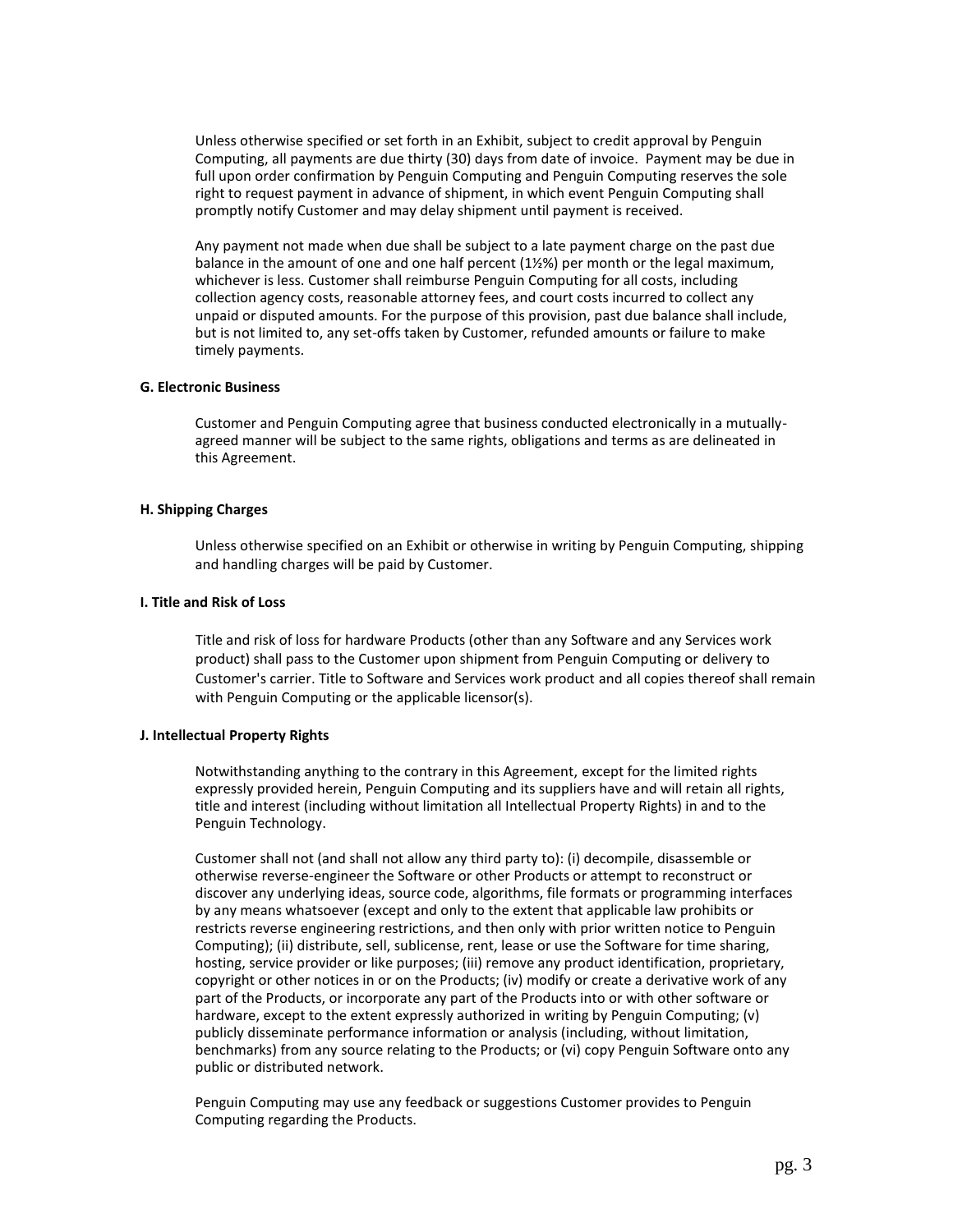Unless otherwise specified or set forth in an Exhibit, subject to credit approval by Penguin Computing, all payments are due thirty (30) days from date of invoice. Payment may be due in full upon order confirmation by Penguin Computing and Penguin Computing reserves the sole right to request payment in advance of shipment, in which event Penguin Computing shall promptly notify Customer and may delay shipment until payment is received.

Any payment not made when due shall be subject to a late payment charge on the past due balance in the amount of one and one half percent (1½%) per month or the legal maximum, whichever is less. Customer shall reimburse Penguin Computing for all costs, including collection agency costs, reasonable attorney fees, and court costs incurred to collect any unpaid or disputed amounts. For the purpose of this provision, past due balance shall include, but is not limited to, any set-offs taken by Customer, refunded amounts or failure to make timely payments.

**G. Electronic Business**

Customer and Penguin Computing agree that business conducted electronically in a mutually-agreed manner will be subject to the same rights, obligations and terms as are delineated in this Agreement.

**H. Shipping Charges**

Unless otherwise specified on an Exhibit or otherwise in writing by Penguin Computing, shipping and handling charges will be paid by Customer.

**I. Title and Risk of Loss**

Title and risk of loss for hardware Products (other than any Software and any Services work product) shall pass to the Customer upon shipment from Penguin Computing or delivery to Customer's carrier. Title to Software and Services work product and all copies thereof shall remain with Penguin Computing or the applicable licensor(s).

**J. Intellectual Property Rights**

Notwithstanding anything to the contrary in this Agreement, except for the limited rights expressly provided herein, Penguin Computing and its suppliers have and will retain all rights, title and interest (including without limitation all Intellectual Property Rights) in and to the Penguin Technology.

Customer shall not (and shall not allow any third party to): (i) decompile, disassemble or otherwise reverse-engineer the Software or other Products or attempt to reconstruct or discover any underlying ideas, source code, algorithms, file formats or programming interfaces by any means whatsoever (except and only to the extent that applicable law prohibits or restricts reverse engineering restrictions, and then only with prior written notice to Penguin Computing); (ii) distribute, sell, sublicense, rent, lease or use the Software for time sharing, hosting, service provider or like purposes; (iii) remove any product identification, proprietary, copyright or other notices in or on the Products; (iv) modify or create a derivative work of any part of the Products, or incorporate any part of the Products into or with other software or hardware, except to the extent expressly authorized in writing by Penguin Computing; (v) publicly disseminate performance information or analysis (including, without limitation, benchmarks) from any source relating to the Products; or (vi) copy Penguin Software onto any public or distributed network.

Penguin Computing may use any feedback or suggestions Customer provides to Penguin Computing regarding the Products.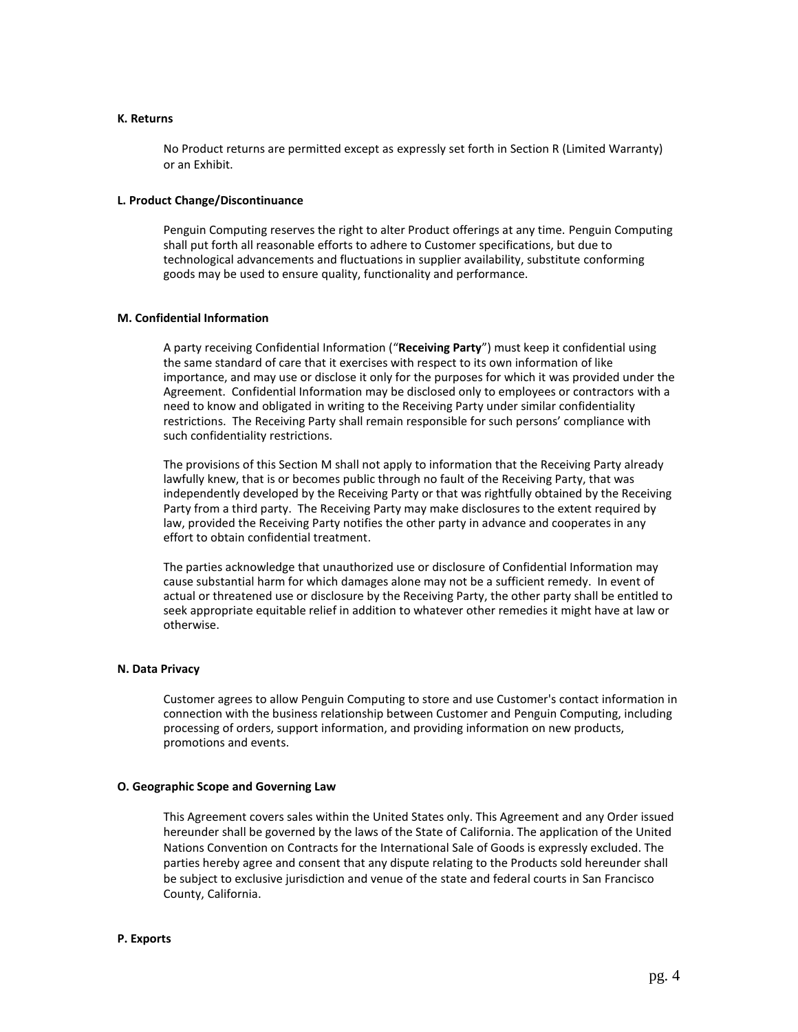**K. Returns**

No Product returns are permitted except as expressly set forth in Section R (Limited Warranty) or an Exhibit.

**L. Product Change/Discontinuance**

Penguin Computing reserves the right to alter Product offerings at any time. Penguin Computing shall put forth all reasonable efforts to adhere to Customer specifications, but due to technological advancements and fluctuations in supplier availability, substitute conforming goods may be used to ensure quality, functionality and performance.

**M. Confidential Information**

A party receiving Confidential Information ("**Receiving Party**") must keep it confidential using the same standard of care that it exercises with respect to its own information of like importance, and may use or disclose it only for the purposes for which it was provided under the Agreement. Confidential Information may be disclosed only to employees or contractors with a need to know and obligated in writing to the Receiving Party under similar confidentiality restrictions. The Receiving Party shall remain responsible for such persons' compliance with such confidentiality restrictions.

The provisions of this Section M shall not apply to information that the Receiving Party already lawfully knew, that is or becomes public through no fault of the Receiving Party, that was independently developed by the Receiving Party or that was rightfully obtained by the Receiving Party from a third party. The Receiving Party may make disclosures to the extent required by law, provided the Receiving Party notifies the other party in advance and cooperates in any effort to obtain confidential treatment.

The parties acknowledge that unauthorized use or disclosure of Confidential Information may cause substantial harm for which damages alone may not be a sufficient remedy. In event of actual or threatened use or disclosure by the Receiving Party, the other party shall be entitled to seek appropriate equitable relief in addition to whatever other remedies it might have at law or otherwise.

**N. Data Privacy**

Customer agrees to allow Penguin Computing to store and use Customer's contact information in connection with the business relationship between Customer and Penguin Computing, including processing of orders, support information, and providing information on new products, promotions and events.

**O. Geographic Scope and Governing Law**

This Agreement covers sales within the United States only. This Agreement and any Order issued hereunder shall be governed by the laws of the State of California. The application of the United Nations Convention on Contracts for the International Sale of Goods is expressly excluded. The parties hereby agree and consent that any dispute relating to the Products sold hereunder shall be subject to exclusive jurisdiction and venue of the state and federal courts in San Francisco County, California.

**P. Exports**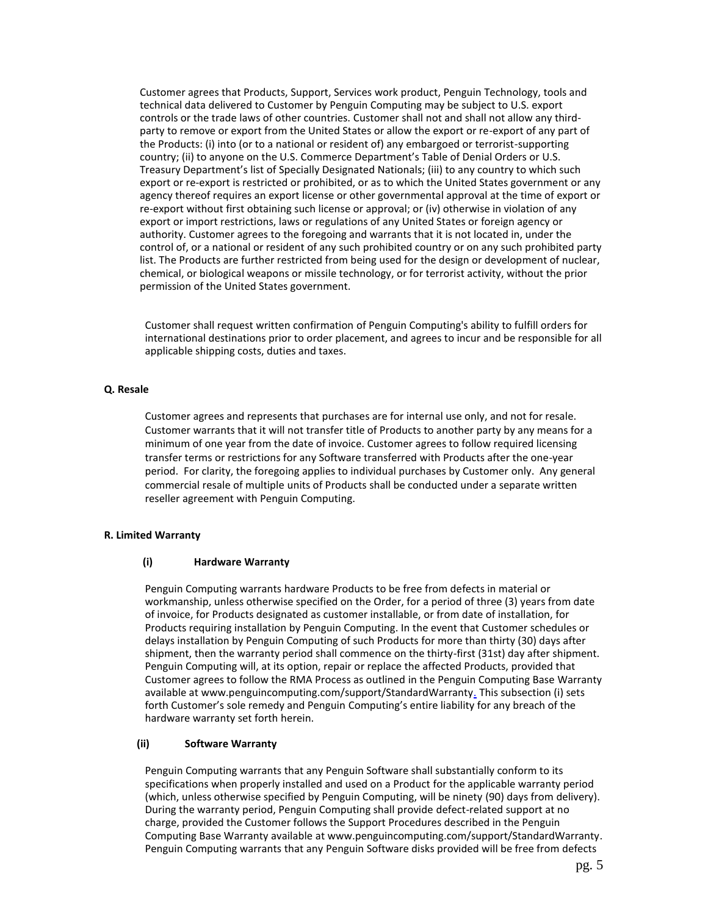Customer agrees that Products, Support, Services work product, Penguin Technology, tools and technical data delivered to Customer by Penguin Computing may be subject to U.S. export controls or the trade laws of other countries. Customer shall not and shall not allow any third-party to remove or export from the United States or allow the export or re-export of any part of the Products: (i) into (or to a national or resident of) any embargoed or terrorist-supporting country; (ii) to anyone on the U.S. Commerce Department's Table of Denial Orders or U.S. Treasury Department's list of Specially Designated Nationals; (iii) to any country to which such export or re-export is restricted or prohibited, or as to which the United States government or any agency thereof requires an export license or other governmental approval at the time of export or re-export without first obtaining such license or approval; or (iv) otherwise in violation of any export or import restrictions, laws or regulations of any United States or foreign agency or authority. Customer agrees to the foregoing and warrants that it is not located in, under the control of, or a national or resident of any such prohibited country or on any such prohibited party list. The Products are further restricted from being used for the design or development of nuclear, chemical, or biological weapons or missile technology, or for terrorist activity, without the prior permission of the United States government.

Customer shall request written confirmation of Penguin Computing's ability to fulfill orders for international destinations prior to order placement, and agrees to incur and be responsible for all applicable shipping costs, duties and taxes.

**Q. Resale**

Customer agrees and represents that purchases are for internal use only, and not for resale. Customer warrants that it will not transfer title of Products to another party by any means for a minimum of one year from the date of invoice. Customer agrees to follow required licensing transfer terms or restrictions for any Software transferred with Products after the one-year period. For clarity, the foregoing applies to individual purchases by Customer only. Any general commercial resale of multiple units of Products shall be conducted under a separate written reseller agreement with Penguin Computing.

**R. Limited Warranty**

**(i) Hardware Warranty**

Penguin Computing warrants hardware Products to be free from defects in material or workmanship, unless otherwise specified on the Order, for a period of three (3) years from date of invoice, for Products designated as customer installable, or from date of installation, for Products requiring installation by Penguin Computing. In the event that Customer schedules or delays installation by Penguin Computing of such Products for more than thirty (30) days after shipment, then the warranty period shall commence on the thirty-first (31st) day after shipment. Penguin Computing will, at its option, repair or replace the affected Products, provided that Customer agrees to follow the RMA Process as outlined in the Penguin Computing Base Warranty available at www.penguincomputing.com/support/StandardWarranty. This subsection (i) sets forth Customer's sole remedy and Penguin Computing's entire liability for any breach of the hardware warranty set forth herein.

**(ii) Software Warranty**

Penguin Computing warrants that any Penguin Software shall substantially conform to its specifications when properly installed and used on a Product for the applicable warranty period (which, unless otherwise specified by Penguin Computing, will be ninety (90) days from delivery). During the warranty period, Penguin Computing shall provide defect-related support at no charge, provided the Customer follows the Support Procedures described in the Penguin Computing Base Warranty available at www.penguincomputing.com/support/StandardWarranty. Penguin Computing warrants that any Penguin Software disks provided will be free from defects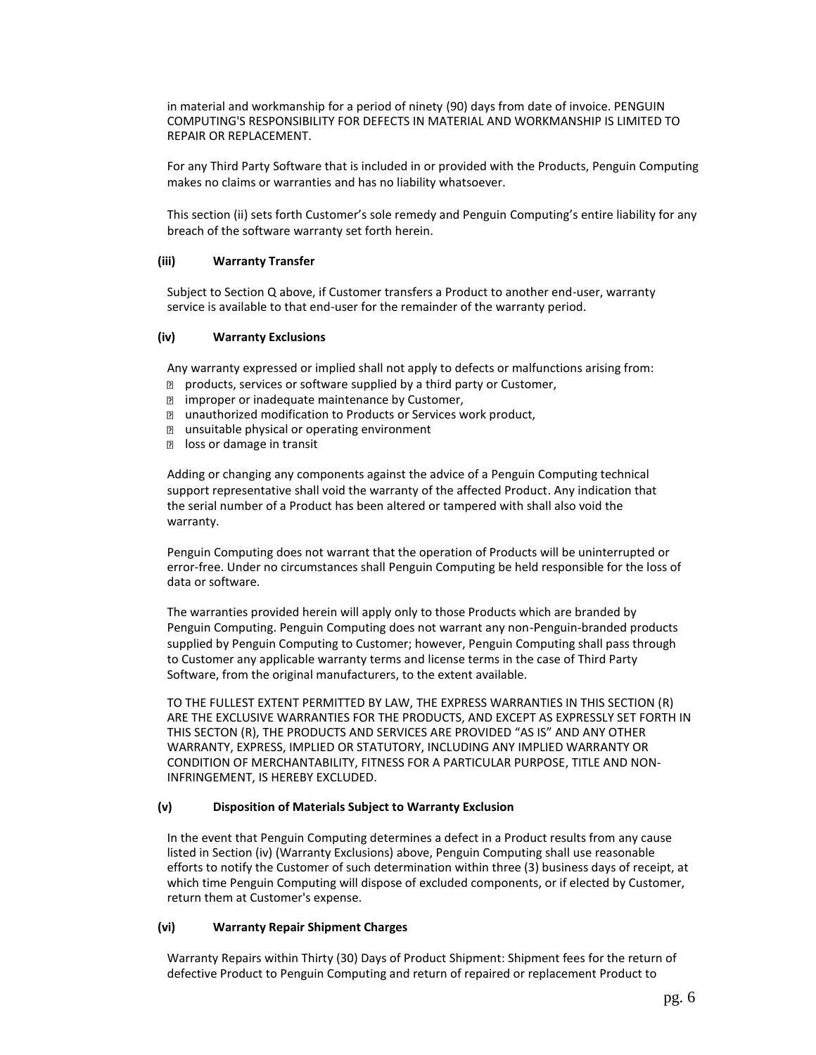in material and workmanship for a period of ninety (90) days from date of invoice. PENGUIN COMPUTING'S RESPONSIBILITY FOR DEFECTS IN MATERIAL AND WORKMANSHIP IS LIMITED TO REPAIR OR REPLACEMENT.

For any Third Party Software that is included in or provided with the Products, Penguin Computing makes no claims or warranties and has no liability whatsoever.

This section (ii) sets forth Customer's sole remedy and Penguin Computing's entire liability for any breach of the software warranty set forth herein.

**(iii) Warranty Transfer**

Subject to Section Q above, if Customer transfers a Product to another end-user, warranty service is available to that end-user for the remainder of the warranty period.

**(iv) Warranty Exclusions**

Any warranty expressed or implied shall not apply to defects or malfunctions arising from:

- products, services or software supplied by a third party or Customer,
- improper or inadequate maintenance by Customer,
- unauthorized modification to Products or Services work product,
- unsuitable physical or operating environment
- loss or damage in transit

Adding or changing any components against the advice of a Penguin Computing technical support representative shall void the warranty of the affected Product. Any indication that the serial number of a Product has been altered or tampered with shall also void the warranty.

Penguin Computing does not warrant that the operation of Products will be uninterrupted or error-free. Under no circumstances shall Penguin Computing be held responsible for the loss of data or software.

The warranties provided herein will apply only to those Products which are branded by Penguin Computing. Penguin Computing does not warrant any non-Penguin-branded products supplied by Penguin Computing to Customer; however, Penguin Computing shall pass through to Customer any applicable warranty terms and license terms in the case of Third Party Software, from the original manufacturers, to the extent available.

TO THE FULLEST EXTENT PERMITTED BY LAW, THE EXPRESS WARRANTIES IN THIS SECTION (R) ARE THE EXCLUSIVE WARRANTIES FOR THE PRODUCTS, AND EXCEPT AS EXPRESSLY SET FORTH IN THIS SECTON (R), THE PRODUCTS AND SERVICES ARE PROVIDED "AS IS" AND ANY OTHER WARRANTY, EXPRESS, IMPLIED OR STATUTORY, INCLUDING ANY IMPLIED WARRANTY OR CONDITION OF MERCHANTABILITY, FITNESS FOR A PARTICULAR PURPOSE, TITLE AND NON-INFRINGEMENT, IS HEREBY EXCLUDED.

**(v) Disposition of Materials Subject to Warranty Exclusion**

In the event that Penguin Computing determines a defect in a Product results from any cause listed in Section (iv) (Warranty Exclusions) above, Penguin Computing shall use reasonable efforts to notify the Customer of such determination within three (3) business days of receipt, at which time Penguin Computing will dispose of excluded components, or if elected by Customer, return them at Customer's expense.

**(vi) Warranty Repair Shipment Charges**

Warranty Repairs within Thirty (30) Days of Product Shipment: Shipment fees for the return of defective Product to Penguin Computing and return of repaired or replacement Product to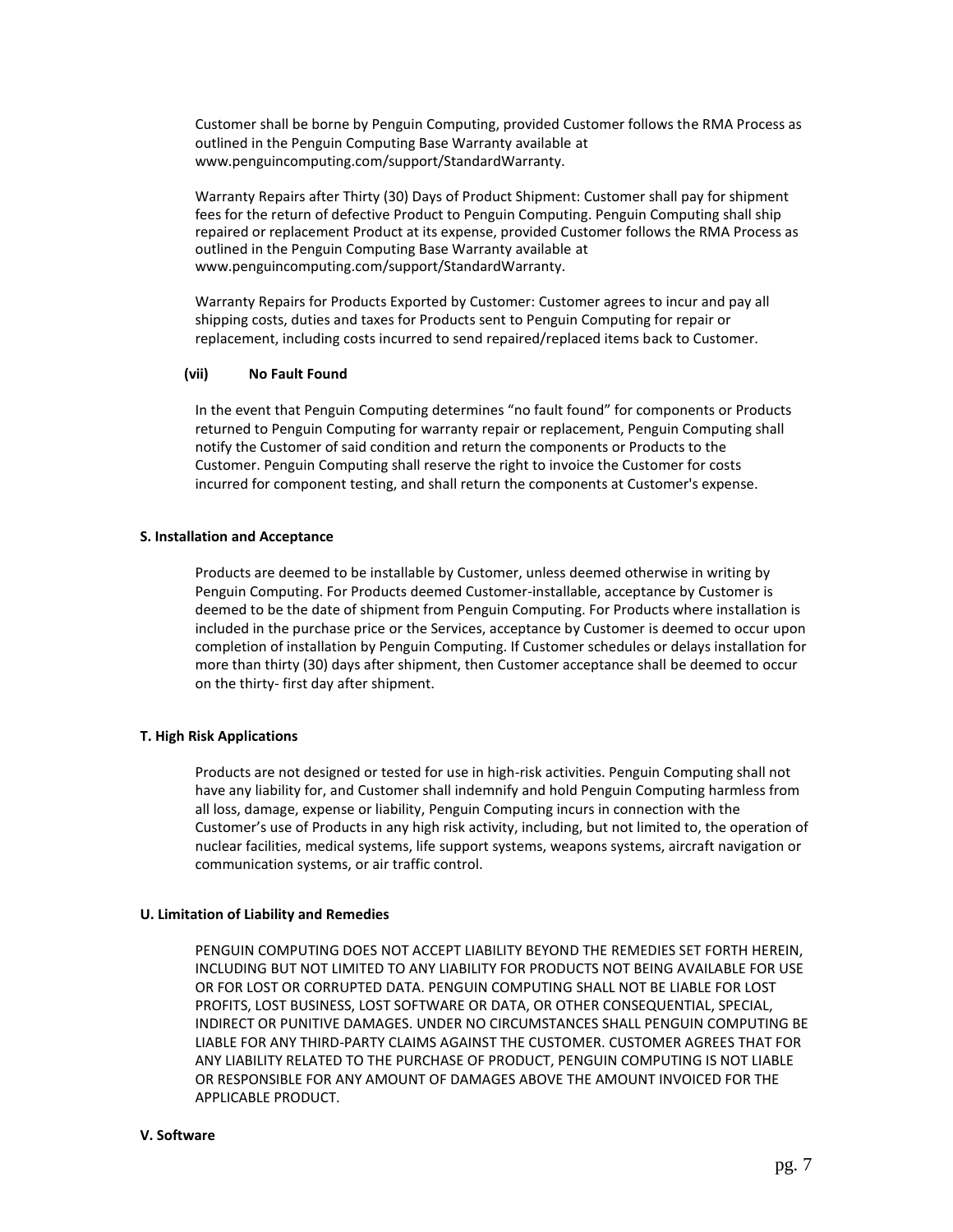Customer shall be borne by Penguin Computing, provided Customer follows the RMA Process as outlined in the Penguin Computing Base Warranty available at www.penguincomputing.com/support/StandardWarranty.

Warranty Repairs after Thirty (30) Days of Product Shipment: Customer shall pay for shipment fees for the return of defective Product to Penguin Computing. Penguin Computing shall ship repaired or replacement Product at its expense, provided Customer follows the RMA Process as outlined in the Penguin Computing Base Warranty available at www.penguincomputing.com/support/StandardWarranty.

Warranty Repairs for Products Exported by Customer: Customer agrees to incur and pay all shipping costs, duties and taxes for Products sent to Penguin Computing for repair or replacement, including costs incurred to send repaired/replaced items back to Customer.

**(vii) No Fault Found**

In the event that Penguin Computing determines "no fault found" for components or Products returned to Penguin Computing for warranty repair or replacement, Penguin Computing shall notify the Customer of said condition and return the components or Products to the Customer. Penguin Computing shall reserve the right to invoice the Customer for costs incurred for component testing, and shall return the components at Customer's expense.

**S. Installation and Acceptance**

Products are deemed to be installable by Customer, unless deemed otherwise in writing by Penguin Computing. For Products deemed Customer-installable, acceptance by Customer is deemed to be the date of shipment from Penguin Computing. For Products where installation is included in the purchase price or the Services, acceptance by Customer is deemed to occur upon completion of installation by Penguin Computing. If Customer schedules or delays installation for more than thirty (30) days after shipment, then Customer acceptance shall be deemed to occur on the thirty- first day after shipment.

**T. High Risk Applications**

Products are not designed or tested for use in high-risk activities. Penguin Computing shall not have any liability for, and Customer shall indemnify and hold Penguin Computing harmless from all loss, damage, expense or liability, Penguin Computing incurs in connection with the Customer's use of Products in any high risk activity, including, but not limited to, the operation of nuclear facilities, medical systems, life support systems, weapons systems, aircraft navigation or communication systems, or air traffic control.

**U. Limitation of Liability and Remedies**

PENGUIN COMPUTING DOES NOT ACCEPT LIABILITY BEYOND THE REMEDIES SET FORTH HEREIN, INCLUDING BUT NOT LIMITED TO ANY LIABILITY FOR PRODUCTS NOT BEING AVAILABLE FOR USE OR FOR LOST OR CORRUPTED DATA. PENGUIN COMPUTING SHALL NOT BE LIABLE FOR LOST PROFITS, LOST BUSINESS, LOST SOFTWARE OR DATA, OR OTHER CONSEQUENTIAL, SPECIAL, INDIRECT OR PUNITIVE DAMAGES. UNDER NO CIRCUMSTANCES SHALL PENGUIN COMPUTING BE LIABLE FOR ANY THIRD-PARTY CLAIMS AGAINST THE CUSTOMER. CUSTOMER AGREES THAT FOR ANY LIABILITY RELATED TO THE PURCHASE OF PRODUCT, PENGUIN COMPUTING IS NOT LIABLE OR RESPONSIBLE FOR ANY AMOUNT OF DAMAGES ABOVE THE AMOUNT INVOICED FOR THE APPLICABLE PRODUCT.

**V. Software**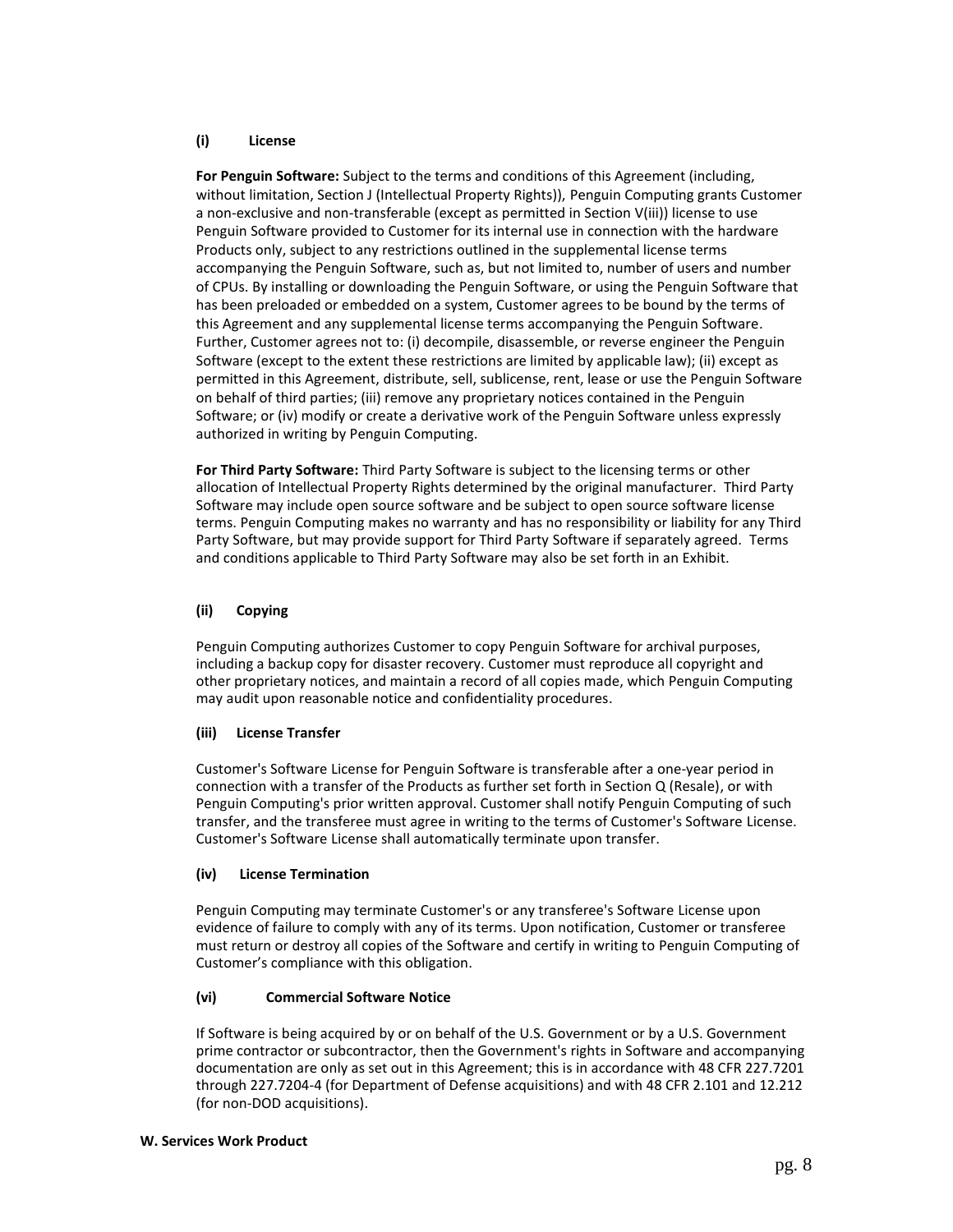**(i) License**

**For Penguin Software:** Subject to the terms and conditions of this Agreement (including, without limitation, Section J (Intellectual Property Rights)), Penguin Computing grants Customer a non-exclusive and non-transferable (except as permitted in Section V(iii)) license to use Penguin Software provided to Customer for its internal use in connection with the hardware Products only, subject to any restrictions outlined in the supplemental license terms accompanying the Penguin Software, such as, but not limited to, number of users and number of CPUs. By installing or downloading the Penguin Software, or using the Penguin Software that has been preloaded or embedded on a system, Customer agrees to be bound by the terms of this Agreement and any supplemental license terms accompanying the Penguin Software. Further, Customer agrees not to: (i) decompile, disassemble, or reverse engineer the Penguin Software (except to the extent these restrictions are limited by applicable law); (ii) except as permitted in this Agreement, distribute, sell, sublicense, rent, lease or use the Penguin Software on behalf of third parties; (iii) remove any proprietary notices contained in the Penguin Software; or (iv) modify or create a derivative work of the Penguin Software unless expressly authorized in writing by Penguin Computing.

**For Third Party Software:** Third Party Software is subject to the licensing terms or other allocation of Intellectual Property Rights determined by the original manufacturer. Third Party Software may include open source software and be subject to open source software license terms. Penguin Computing makes no warranty and has no responsibility or liability for any Third Party Software, but may provide support for Third Party Software if separately agreed. Terms and conditions applicable to Third Party Software may also be set forth in an Exhibit.

**(ii) Copying**

Penguin Computing authorizes Customer to copy Penguin Software for archival purposes, including a backup copy for disaster recovery. Customer must reproduce all copyright and other proprietary notices, and maintain a record of all copies made, which Penguin Computing may audit upon reasonable notice and confidentiality procedures.

**(iii) License Transfer**

Customer's Software License for Penguin Software is transferable after a one-year period in connection with a transfer of the Products as further set forth in Section Q (Resale), or with Penguin Computing's prior written approval. Customer shall notify Penguin Computing of such transfer, and the transferee must agree in writing to the terms of Customer's Software License. Customer's Software License shall automatically terminate upon transfer.

**(iv) License Termination**

Penguin Computing may terminate Customer's or any transferee's Software License upon evidence of failure to comply with any of its terms. Upon notification, Customer or transferee must return or destroy all copies of the Software and certify in writing to Penguin Computing of Customer's compliance with this obligation.

**(vi) Commercial Software Notice**

If Software is being acquired by or on behalf of the U.S. Government or by a U.S. Government prime contractor or subcontractor, then the Government's rights in Software and accompanying documentation are only as set out in this Agreement; this is in accordance with 48 CFR 227.7201 through 227.7204-4 (for Department of Defense acquisitions) and with 48 CFR 2.101 and 12.212 (for non-DOD acquisitions).

**W. Services Work Product**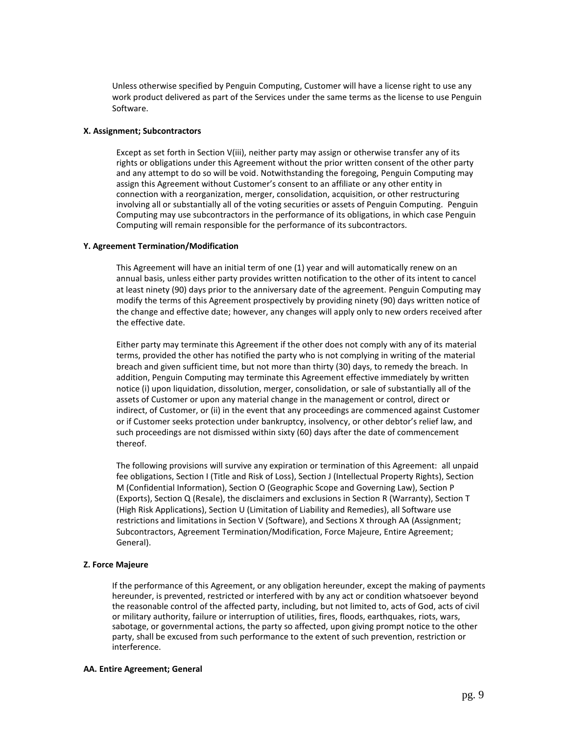Unless otherwise specified by Penguin Computing, Customer will have a license right to use any work product delivered as part of the Services under the same terms as the license to use Penguin Software.

**X. Assignment; Subcontractors**

Except as set forth in Section V(iii), neither party may assign or otherwise transfer any of its rights or obligations under this Agreement without the prior written consent of the other party and any attempt to do so will be void. Notwithstanding the foregoing, Penguin Computing may assign this Agreement without Customer's consent to an affiliate or any other entity in connection with a reorganization, merger, consolidation, acquisition, or other restructuring involving all or substantially all of the voting securities or assets of Penguin Computing. Penguin Computing may use subcontractors in the performance of its obligations, in which case Penguin Computing will remain responsible for the performance of its subcontractors.

**Y. Agreement Termination/Modification**

This Agreement will have an initial term of one (1) year and will automatically renew on an annual basis, unless either party provides written notification to the other of its intent to cancel at least ninety (90) days prior to the anniversary date of the agreement. Penguin Computing may modify the terms of this Agreement prospectively by providing ninety (90) days written notice of the change and effective date; however, any changes will apply only to new orders received after the effective date.

Either party may terminate this Agreement if the other does not comply with any of its material terms, provided the other has notified the party who is not complying in writing of the material breach and given sufficient time, but not more than thirty (30) days, to remedy the breach. In addition, Penguin Computing may terminate this Agreement effective immediately by written notice (i) upon liquidation, dissolution, merger, consolidation, or sale of substantially all of the assets of Customer or upon any material change in the management or control, direct or indirect, of Customer, or (ii) in the event that any proceedings are commenced against Customer or if Customer seeks protection under bankruptcy, insolvency, or other debtor's relief law, and such proceedings are not dismissed within sixty (60) days after the date of commencement thereof.

The following provisions will survive any expiration or termination of this Agreement: all unpaid fee obligations, Section I (Title and Risk of Loss), Section J (Intellectual Property Rights), Section M (Confidential Information), Section O (Geographic Scope and Governing Law), Section P (Exports), Section Q (Resale), the disclaimers and exclusions in Section R (Warranty), Section T (High Risk Applications), Section U (Limitation of Liability and Remedies), all Software use restrictions and limitations in Section V (Software), and Sections X through AA (Assignment; Subcontractors, Agreement Termination/Modification, Force Majeure, Entire Agreement; General).

**Z. Force Majeure**

If the performance of this Agreement, or any obligation hereunder, except the making of payments hereunder, is prevented, restricted or interfered with by any act or condition whatsoever beyond the reasonable control of the affected party, including, but not limited to, acts of God, acts of civil or military authority, failure or interruption of utilities, fires, floods, earthquakes, riots, wars, sabotage, or governmental actions, the party so affected, upon giving prompt notice to the other party, shall be excused from such performance to the extent of such prevention, restriction or interference.

**AA. Entire Agreement; General**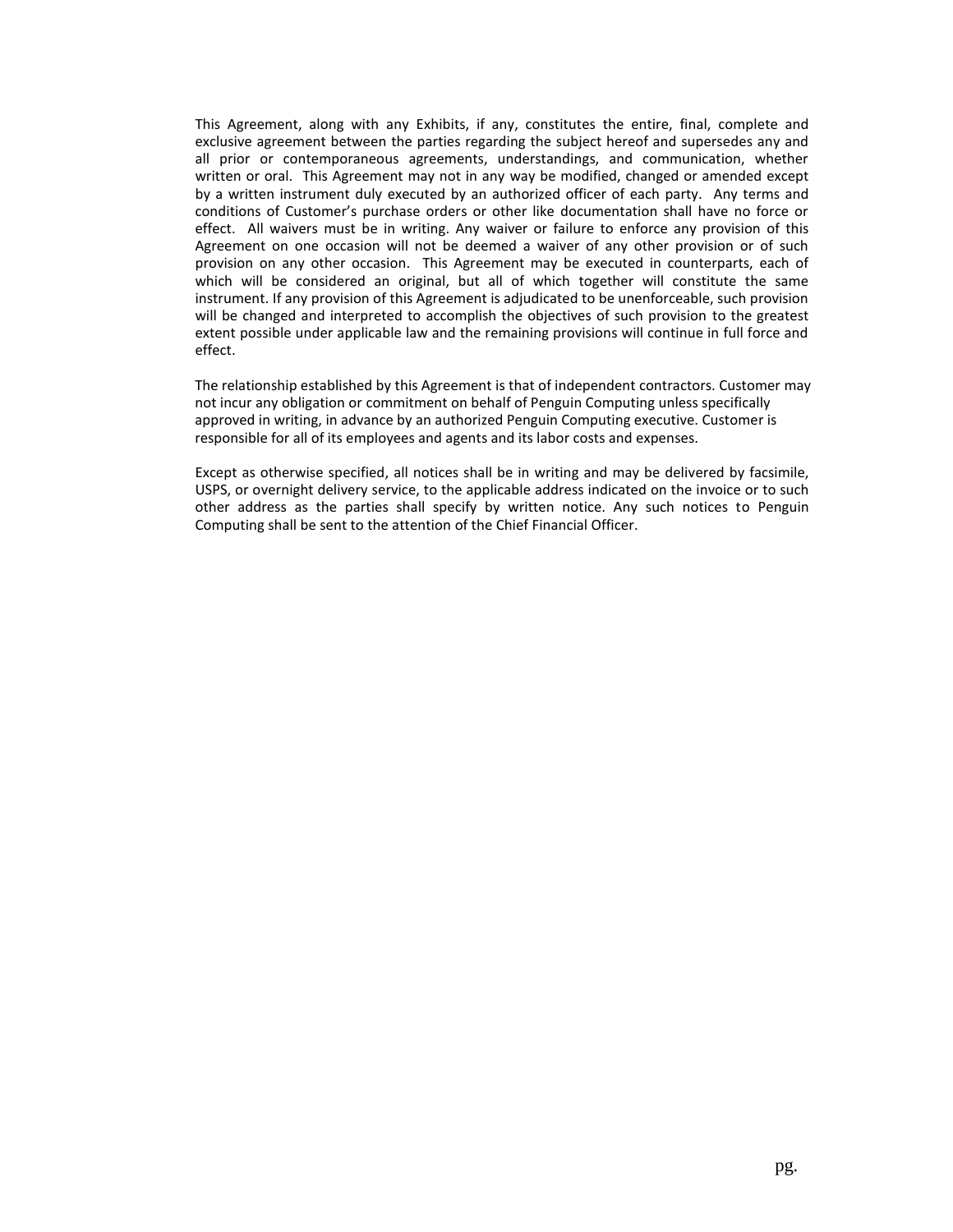This Agreement, along with any Exhibits, if any, constitutes the entire, final, complete and exclusive agreement between the parties regarding the subject hereof and supersedes any and all prior or contemporaneous agreements, understandings, and communication, whether written or oral. This Agreement may not in any way be modified, changed or amended except by a written instrument duly executed by an authorized officer of each party. Any terms and conditions of Customer's purchase orders or other like documentation shall have no force or effect. All waivers must be in writing. Any waiver or failure to enforce any provision of this Agreement on one occasion will not be deemed a waiver of any other provision or of such provision on any other occasion. This Agreement may be executed in counterparts, each of which will be considered an original, but all of which together will constitute the same instrument. If any provision of this Agreement is adjudicated to be unenforceable, such provision will be changed and interpreted to accomplish the objectives of such provision to the greatest extent possible under applicable law and the remaining provisions will continue in full force and effect.

The relationship established by this Agreement is that of independent contractors. Customer may not incur any obligation or commitment on behalf of Penguin Computing unless specifically approved in writing, in advance by an authorized Penguin Computing executive. Customer is responsible for all of its employees and agents and its labor costs and expenses.

Except as otherwise specified, all notices shall be in writing and may be delivered by facsimile, USPS, or overnight delivery service, to the applicable address indicated on the invoice or to such other address as the parties shall specify by written notice. Any such notices to Penguin Computing shall be sent to the attention of the Chief Financial Officer.